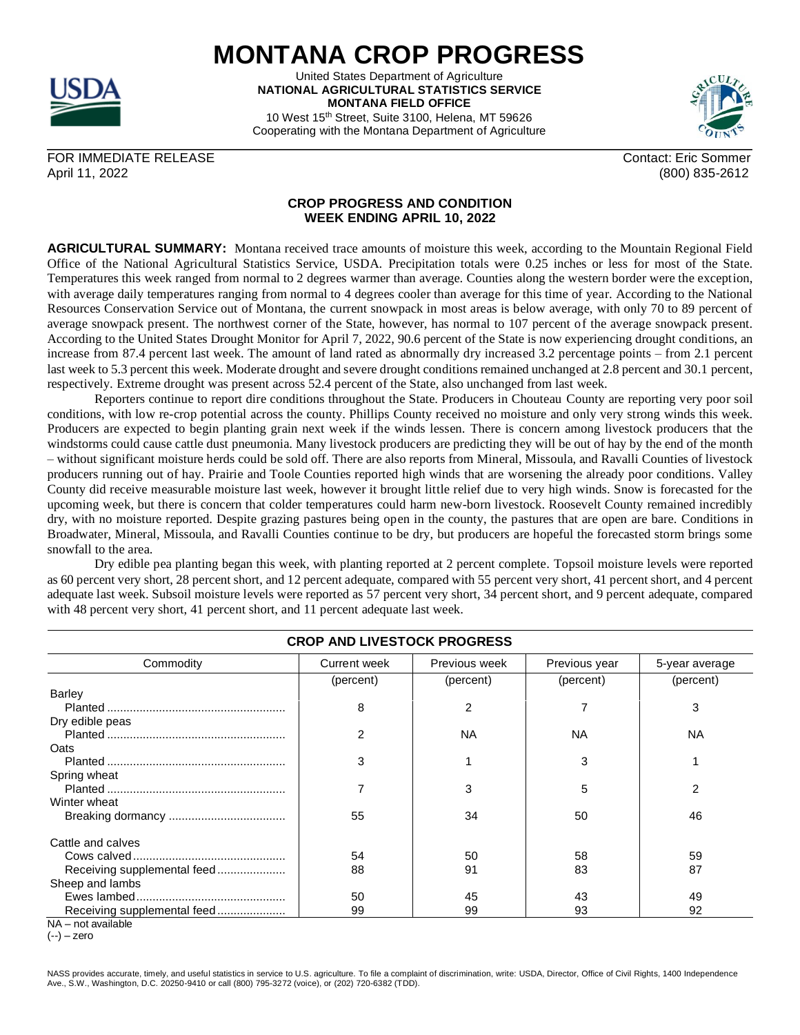# MONTANA CROP PROGRESS

United States Department of Agriculture
**NATIONAL AGRICULTURAL STATISTICS SERVICE**
**MONTANA FIELD OFFICE**
10 West 15th Street, Suite 3100, Helena, MT 59626
Cooperating with the Montana Department of Agriculture

FOR IMMEDIATE RELEASE
April 11, 2022

Contact: Eric Sommer
(800) 835-2612

## CROP PROGRESS AND CONDITION
## WEEK ENDING APRIL 10, 2022

**AGRICULTURAL SUMMARY:** Montana received trace amounts of moisture this week, according to the Mountain Regional Field Office of the National Agricultural Statistics Service, USDA. Precipitation totals were 0.25 inches or less for most of the State. Temperatures this week ranged from normal to 2 degrees warmer than average. Counties along the western border were the exception, with average daily temperatures ranging from normal to 4 degrees cooler than average for this time of year. According to the National Resources Conservation Service out of Montana, the current snowpack in most areas is below average, with only 70 to 89 percent of average snowpack present. The northwest corner of the State, however, has normal to 107 percent of the average snowpack present. According to the United States Drought Monitor for April 7, 2022, 90.6 percent of the State is now experiencing drought conditions, an increase from 87.4 percent last week. The amount of land rated as abnormally dry increased 3.2 percentage points – from 2.1 percent last week to 5.3 percent this week. Moderate drought and severe drought conditions remained unchanged at 2.8 percent and 30.1 percent, respectively. Extreme drought was present across 52.4 percent of the State, also unchanged from last week.

Reporters continue to report dire conditions throughout the State. Producers in Chouteau County are reporting very poor soil conditions, with low re-crop potential across the county. Phillips County received no moisture and only very strong winds this week. Producers are expected to begin planting grain next week if the winds lessen. There is concern among livestock producers that the windstorms could cause cattle dust pneumonia. Many livestock producers are predicting they will be out of hay by the end of the month – without significant moisture herds could be sold off. There are also reports from Mineral, Missoula, and Ravalli Counties of livestock producers running out of hay. Prairie and Toole Counties reported high winds that are worsening the already poor conditions. Valley County did receive measurable moisture last week, however it brought little relief due to very high winds. Snow is forecasted for the upcoming week, but there is concern that colder temperatures could harm new-born livestock. Roosevelt County remained incredibly dry, with no moisture reported. Despite grazing pastures being open in the county, the pastures that are open are bare. Conditions in Broadwater, Mineral, Missoula, and Ravalli Counties continue to be dry, but producers are hopeful the forecasted storm brings some snowfall to the area.

Dry edible pea planting began this week, with planting reported at 2 percent complete. Topsoil moisture levels were reported as 60 percent very short, 28 percent short, and 12 percent adequate, compared with 55 percent very short, 41 percent short, and 4 percent adequate last week. Subsoil moisture levels were reported as 57 percent very short, 34 percent short, and 9 percent adequate, compared with 48 percent very short, 41 percent short, and 11 percent adequate last week.

### CROP AND LIVESTOCK PROGRESS

| Commodity | Current week | Previous week | Previous year | 5-year average |
|---|---|---|---|---|
| | (percent) | (percent) | (percent) | (percent) |
| Barley | | | | |
| Planted | 8 | 2 | 7 | 3 |
| Dry edible peas | | | | |
| Planted | 2 | NA | NA | NA |
| Oats | | | | |
| Planted | 3 | 1 | 3 | 1 |
| Spring wheat | | | | |
| Planted | 7 | 3 | 5 | 2 |
| Winter wheat | | | | |
| Breaking dormancy | 55 | 34 | 50 | 46 |
| Cattle and calves | | | | |
| Cows calved | 54 | 50 | 58 | 59 |
| Receiving supplemental feed | 88 | 91 | 83 | 87 |
| Sheep and lambs | | | | |
| Ewes lambed | 50 | 45 | 43 | 49 |
| Receiving supplemental feed | 99 | 99 | 93 | 92 |

NA – not available
(--) – zero

NASS provides accurate, timely, and useful statistics in service to U.S. agriculture. To file a complaint of discrimination, write: USDA, Director, Office of Civil Rights, 1400 Independence Ave., S.W., Washington, D.C. 20250-9410 or call (800) 795-3272 (voice), or (202) 720-6382 (TDD).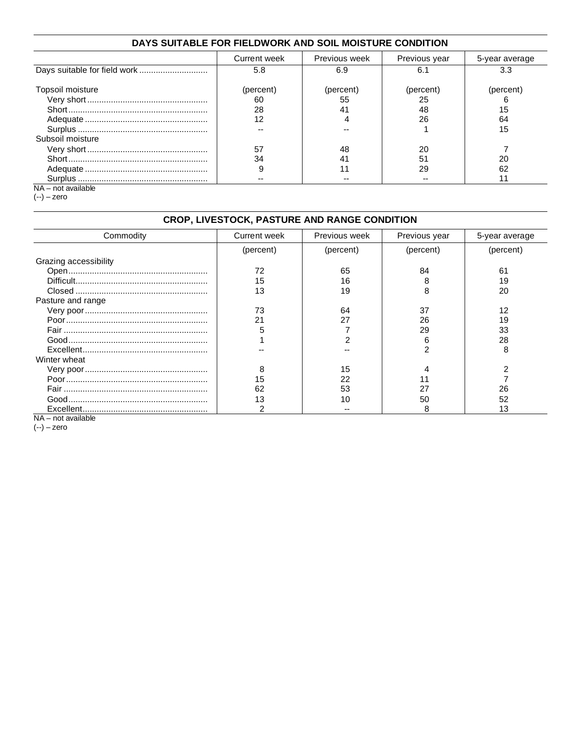## DAYS SUITABLE FOR FIELDWORK AND SOIL MOISTURE CONDITION

| | Current week | Previous week | Previous year | 5-year average |
|---|---|---|---|---|
| Days suitable for field work | 5.8 | 6.9 | 6.1 | 3.3 |
| | | | | |
| Topsoil moisture | (percent) | (percent) | (percent) | (percent) |
| Very short | 60 | 55 | 25 | 6 |
| Short | 28 | 41 | 48 | 15 |
| Adequate | 12 | 4 | 26 | 64 |
| Surplus | -- | -- | 1 | 15 |
| Subsoil moisture | | | | |
| Very short | 57 | 48 | 20 | 7 |
| Short | 34 | 41 | 51 | 20 |
| Adequate | 9 | 11 | 29 | 62 |
| Surplus | -- | -- | -- | 11 |

NA – not available
(--) – zero

## CROP, LIVESTOCK, PASTURE AND RANGE CONDITION

| Commodity | Current week | Previous week | Previous year | 5-year average |
|---|---|---|---|---|
| | (percent) | (percent) | (percent) | (percent) |
| Grazing accessibility | | | | |
| Open | 72 | 65 | 84 | 61 |
| Difficult | 15 | 16 | 8 | 19 |
| Closed | 13 | 19 | 8 | 20 |
| Pasture and range | | | | |
| Very poor | 73 | 64 | 37 | 12 |
| Poor | 21 | 27 | 26 | 19 |
| Fair | 5 | 7 | 29 | 33 |
| Good | 1 | 2 | 6 | 28 |
| Excellent | -- | -- | 2 | 8 |
| Winter wheat | | | | |
| Very poor | 8 | 15 | 4 | 2 |
| Poor | 15 | 22 | 11 | 7 |
| Fair | 62 | 53 | 27 | 26 |
| Good | 13 | 10 | 50 | 52 |
| Excellent | 2 | -- | 8 | 13 |

NA – not available
(--) – zero